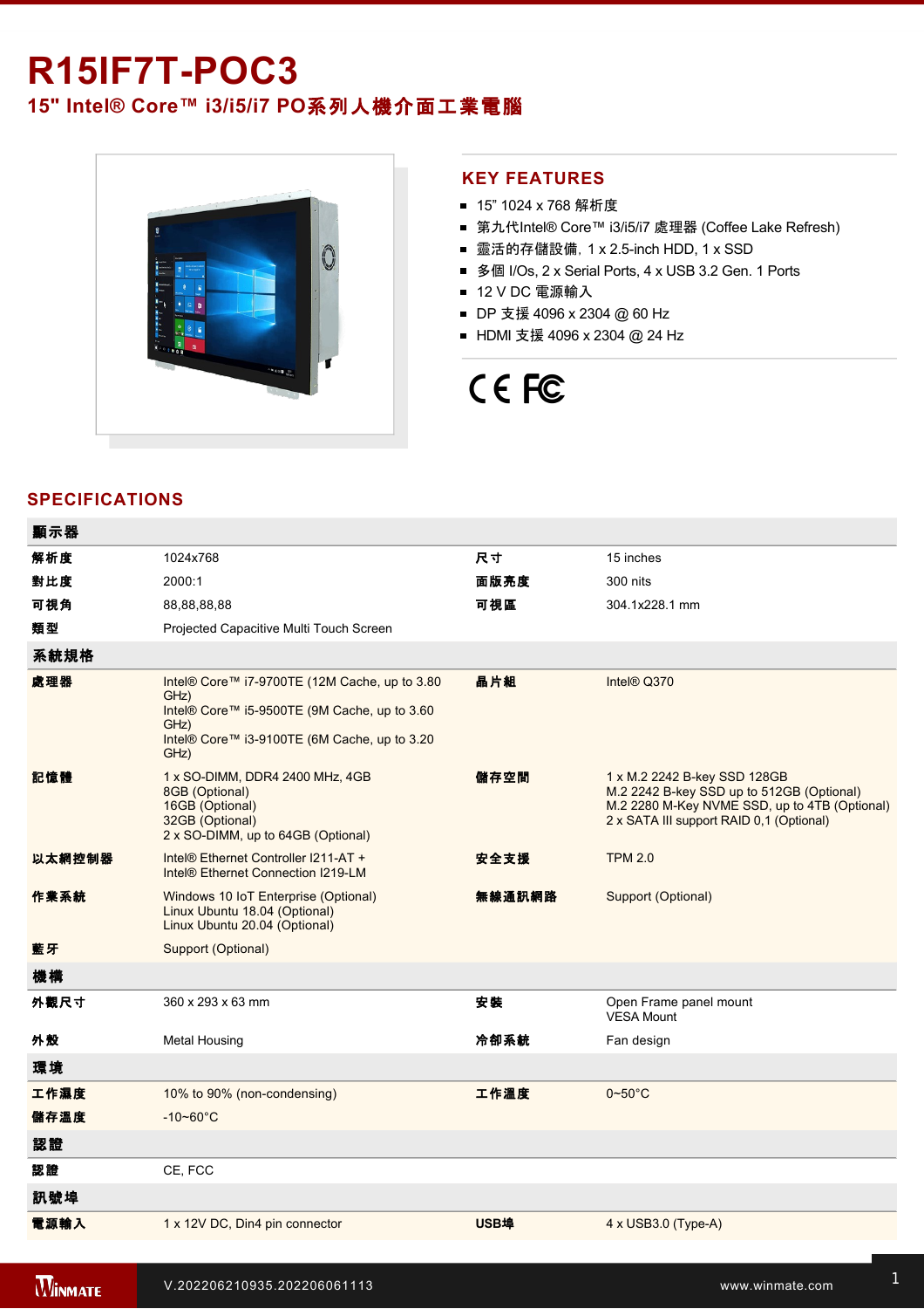# R15IF7T-POC3

## 15" Intel® Core™ i3/i5/i7 PO系列人機介面工業電腦

## KEY FEATURES

- 15" 1024 x 768 解析度
- 第九代Intel® Core™ i3/i5/i7 處理器 (Coffee Lake Refresh)
- 靈活的存儲設備, 1 x 2.5-inch HDD, 1 x SSD
- 多個 I/Os, 2 x Serial Ports, 4 x USB 3.2 Gen. 1 Ports
- 12 V DC 電源輸入
- DP 支援 4096 x 2304 @ 60 Hz
- HDMI 支援 4096 x 2304 @ 24 Hz

## SPECIFICATIONS

| | | | |
|---|---|---|---|
| **顯示器** | | | |
| 解析度 | 1024x768 | 尺寸 | 15 inches |
| 對比度 | 2000:1 | 面版亮度 | 300 nits |
| 可視角 | 88,88,88,88 | 可視區 | 304.1x228.1 mm |
| 類型 | Projected Capacitive Multi Touch Screen | | |
| **系統規格** | | | |
| 處理器 | Intel® Core™ i7-9700TE (12M Cache, up to 3.80 GHz)<br>Intel® Core™ i5-9500TE (9M Cache, up to 3.60 GHz)<br>Intel® Core™ i3-9100TE (6M Cache, up to 3.20 GHz) | 晶片組 | Intel® Q370 |
| 記憶體 | 1 x SO-DIMM, DDR4 2400 MHz, 4GB<br>8GB (Optional)<br>16GB (Optional)<br>32GB (Optional)<br>2 x SO-DIMM, up to 64GB (Optional) | 儲存空間 | 1 x M.2 2242 B-key SSD 128GB<br>M.2 2242 B-key SSD up to 512GB (Optional)<br>M.2 2280 M-Key NVME SSD, up to 4TB (Optional)<br>2 x SATA III support RAID 0,1 (Optional) |
| 以太網控制器 | Intel® Ethernet Controller I211-AT +<br>Intel® Ethernet Connection I219-LM | 安全支援 | TPM 2.0 |
| 作業系統 | Windows 10 IoT Enterprise (Optional)<br>Linux Ubuntu 18.04 (Optional)<br>Linux Ubuntu 20.04 (Optional) | 無線通訊網路 | Support (Optional) |
| 藍牙 | Support (Optional) | | |
| **機構** | | | |
| 外觀尺寸 | 360 x 293 x 63 mm | 安裝 | Open Frame panel mount<br>VESA Mount |
| 外殼 | Metal Housing | 冷卻系統 | Fan design |
| **環境** | | | |
| 工作濕度 | 10% to 90% (non-condensing) | 工作溫度 | 0~50°C |
| 儲存溫度 | -10~60°C | | |
| **認證** | | | |
| 認證 | CE, FCC | | |
| **訊號埠** | | | |
| 電源輸入 | 1 x 12V DC, Din4 pin connector | USB埠 | 4 x USB3.0 (Type-A) |

V.202206210935.202206061113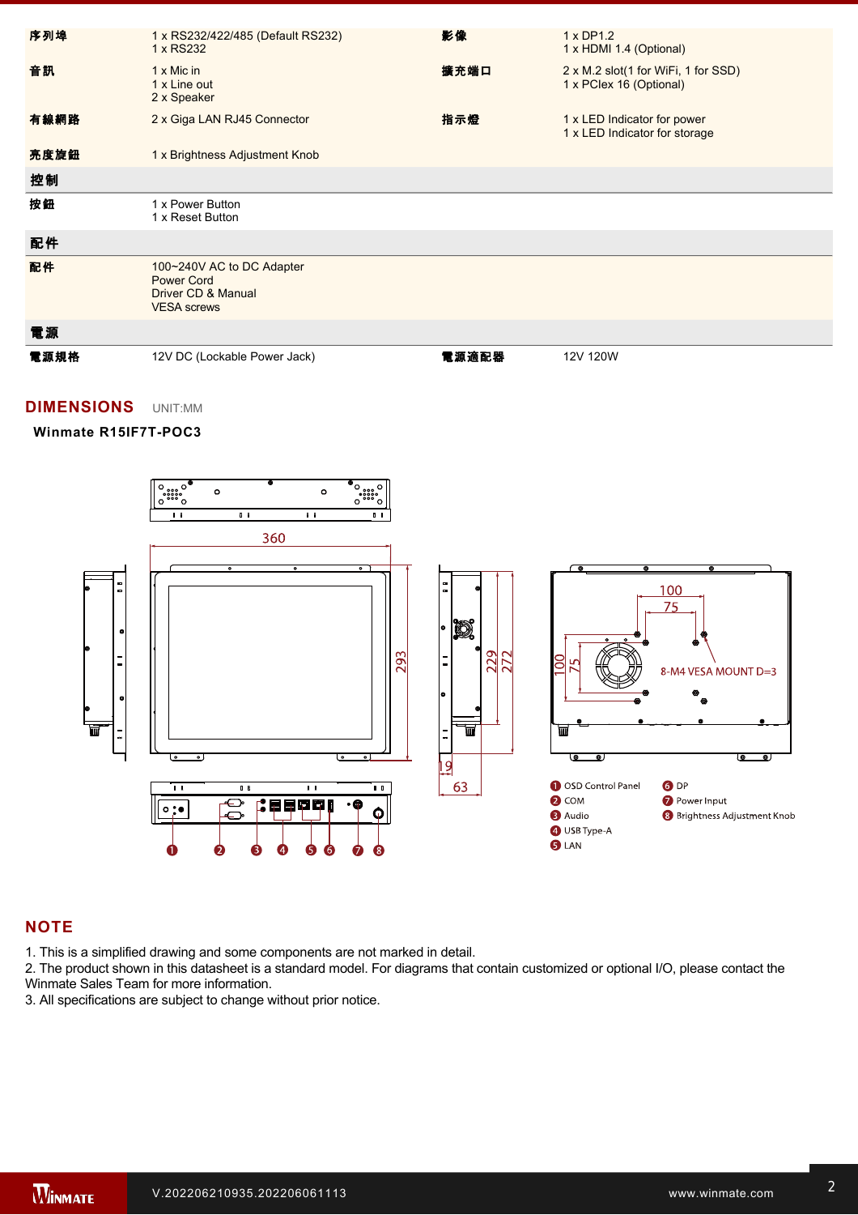| | | | |
|---|---|---|---|
| 序列埠 | 1 x RS232/422/485 (Default RS232)<br>1 x RS232 | 影像 | 1 x DP1.2<br>1 x HDMI 1.4 (Optional) |
| 音訊 | 1 x Mic in<br>1 x Line out<br>2 x Speaker | 擴充端口 | 2 x M.2 slot(1 for WiFi, 1 for SSD)<br>1 x PCIex 16 (Optional) |
| 有線網路 | 2 x Giga LAN RJ45 Connector | 指示燈 | 1 x LED Indicator for power<br>1 x LED Indicator for storage |
| 亮度旋鈕 | 1 x Brightness Adjustment Knob | | |

**控制**

| | |
|---|---|
| 按鈕 | 1 x Power Button<br>1 x Reset Button |

**配件**

| | |
|---|---|
| 配件 | 100~240V AC to DC Adapter<br>Power Cord<br>Driver CD & Manual<br>VESA screws |

**電源**

| | | | |
|---|---|---|---|
| 電源規格 | 12V DC (Lockable Power Jack) | 電源適配器 | 12V 120W |

## DIMENSIONS UNIT:MM

**Winmate R15IF7T-POC3**

360

293

229

272

19

63

100

75

100

75

8-M4 VESA MOUNT D=3

1 OSD Control Panel
2 COM
3 Audio
4 USB Type-A
5 LAN
6 DP
7 Power Input
8 Brightness Adjustment Knob

## NOTE

1. This is a simplified drawing and some components are not marked in detail.
2. The product shown in this datasheet is a standard model. For diagrams that contain customized or optional I/O, please contact the Winmate Sales Team for more information.
3. All specifications are subject to change without prior notice.